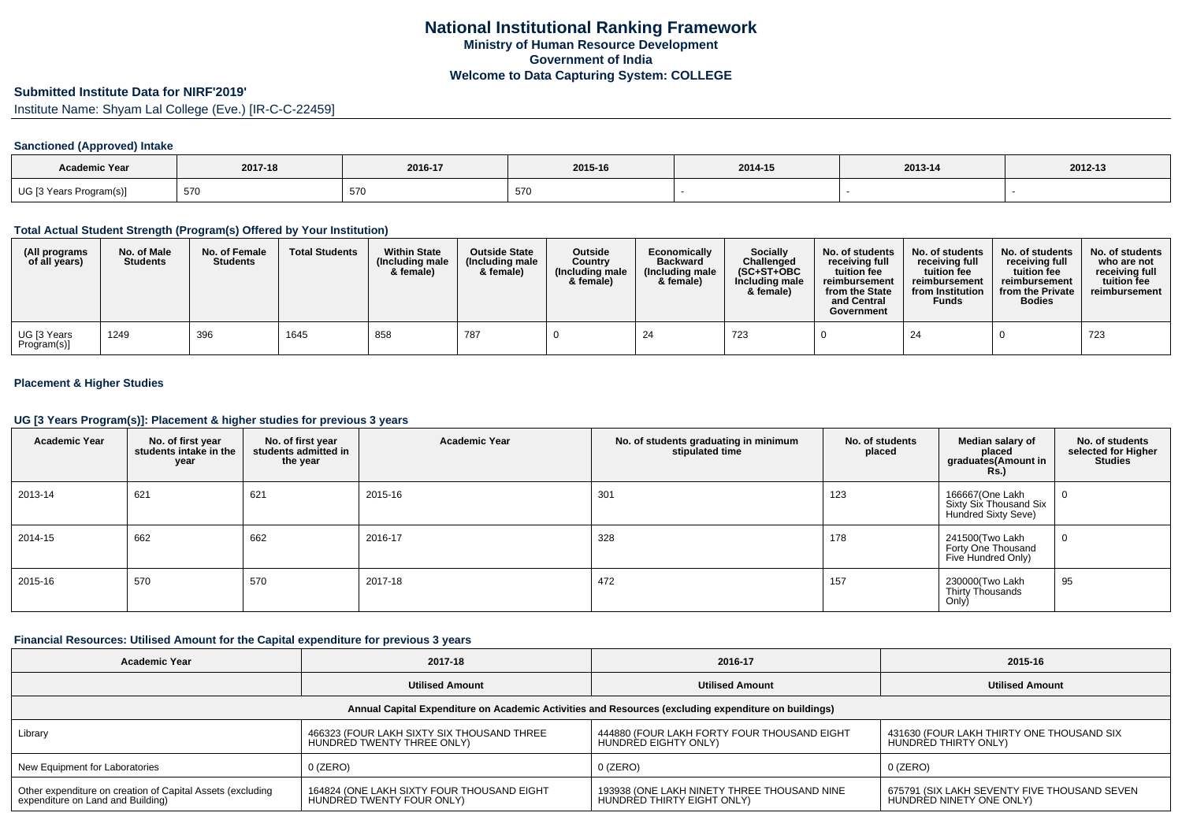# National Institutional Ranking Framework
## Ministry of Human Resource Development
## Government of India
## Welcome to Data Capturing System: COLLEGE

### Submitted Institute Data for NIRF'2019'

Institute Name: Shyam Lal College (Eve.) [IR-C-C-22459]

#### Sanctioned (Approved) Intake

| Academic Year | 2017-18 | 2016-17 | 2015-16 | 2014-15 | 2013-14 | 2012-13 |
|---|---|---|---|---|---|---|
| UG [3 Years Program(s)] | 570 | 570 | 570 | - | - | - |

#### Total Actual Student Strength (Program(s) Offered by Your Institution)

| (All programs of all years) | No. of Male Students | No. of Female Students | Total Students | Within State (Including male & female) | Outside State (Including male & female) | Outside Country (Including male & female) | Economically Backward (Including male & female) | Socially Challenged (SC+ST+OBC Including male & female) | No. of students receiving full tuition fee reimbursement from the State and Central Government | No. of students receiving full tuition fee reimbursement from Institution Funds | No. of students receiving full tuition fee reimbursement from the Private Bodies | No. of students who are not receiving full tuition fee reimbursement |
|---|---|---|---|---|---|---|---|---|---|---|---|---|
| UG [3 Years Program(s)] | 1249 | 396 | 1645 | 858 | 787 | 0 | 24 | 723 | 0 | 24 | 0 | 723 |

#### Placement & Higher Studies

#### UG [3 Years Program(s)]: Placement & higher studies for previous 3 years

| Academic Year | No. of first year students intake in the year | No. of first year students admitted in the year | Academic Year | No. of students graduating in minimum stipulated time | No. of students placed | Median salary of placed graduates(Amount in Rs.) | No. of students selected for Higher Studies |
|---|---|---|---|---|---|---|---|
| 2013-14 | 621 | 621 | 2015-16 | 301 | 123 | 166667(One Lakh Sixty Six Thousand Six Hundred Sixty Seve) | 0 |
| 2014-15 | 662 | 662 | 2016-17 | 328 | 178 | 241500(Two Lakh Forty One Thousand Five Hundred Only) | 0 |
| 2015-16 | 570 | 570 | 2017-18 | 472 | 157 | 230000(Two Lakh Thirty Thousands Only) | 95 |

#### Financial Resources: Utilised Amount for the Capital expenditure for previous 3 years

| Academic Year | 2017-18 | 2016-17 | 2015-16 |
|---|---|---|---|
| | Utilised Amount | Utilised Amount | Utilised Amount |
| Annual Capital Expenditure on Academic Activities and Resources (excluding expenditure on buildings) | | | |
| Library | 466323 (FOUR LAKH SIXTY SIX THOUSAND THREE HUNDRED TWENTY THREE ONLY) | 444880 (FOUR LAKH FORTY FOUR THOUSAND EIGHT HUNDRED EIGHTY ONLY) | 431630 (FOUR LAKH THIRTY ONE THOUSAND SIX HUNDRED THIRTY ONLY) |
| New Equipment for Laboratories | 0 (ZERO) | 0 (ZERO) | 0 (ZERO) |
| Other expenditure on creation of Capital Assets (excluding expenditure on Land and Building) | 164824 (ONE LAKH SIXTY FOUR THOUSAND EIGHT HUNDRED TWENTY FOUR ONLY) | 193938 (ONE LAKH NINETY THREE THOUSAND NINE HUNDRED THIRTY EIGHT ONLY) | 675791 (SIX LAKH SEVENTY FIVE THOUSAND SEVEN HUNDRED NINETY ONE ONLY) |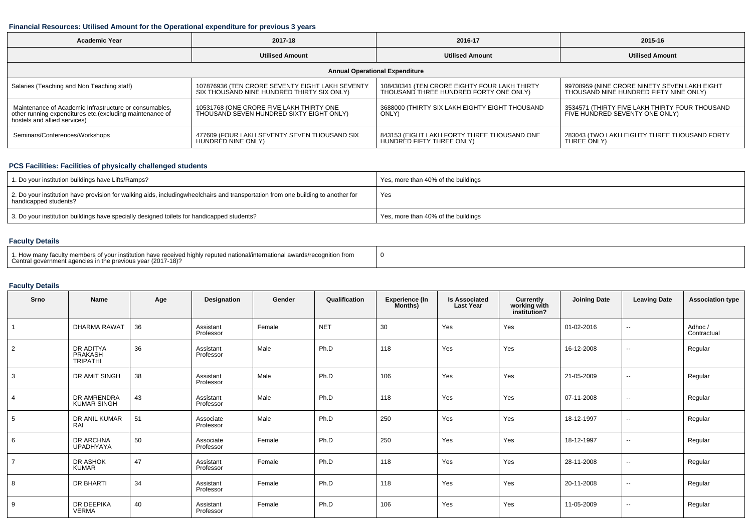### Financial Resources: Utilised Amount for the Operational expenditure for previous 3 years

| Academic Year | 2017-18 | 2016-17 | 2015-16 |
|---|---|---|---|
| | Utilised Amount | Utilised Amount | Utilised Amount |
| **Annual Operational Expenditure** | | | |
| Salaries (Teaching and Non Teaching staff) | 107876936 (TEN CRORE SEVENTY EIGHT LAKH SEVENTY SIX THOUSAND NINE HUNDRED THIRTY SIX ONLY) | 108430341 (TEN CRORE EIGHTY FOUR LAKH THIRTY THOUSAND THREE HUNDRED FORTY ONE ONLY) | 99708959 (NINE CRORE NINETY SEVEN LAKH EIGHT THOUSAND NINE HUNDRED FIFTY NINE ONLY) |
| Maintenance of Academic Infrastructure or consumables, other running expenditures etc.(excluding maintenance of hostels and allied services) | 10531768 (ONE CRORE FIVE LAKH THIRTY ONE THOUSAND SEVEN HUNDRED SIXTY EIGHT ONLY) | 3688000 (THIRTY SIX LAKH EIGHTY EIGHT THOUSAND ONLY) | 3534571 (THIRTY FIVE LAKH THIRTY FOUR THOUSAND FIVE HUNDRED SEVENTY ONE ONLY) |
| Seminars/Conferences/Workshops | 477609 (FOUR LAKH SEVENTY SEVEN THOUSAND SIX HUNDRED NINE ONLY) | 843153 (EIGHT LAKH FORTY THREE THOUSAND ONE HUNDRED FIFTY THREE ONLY) | 283043 (TWO LAKH EIGHTY THREE THOUSAND FORTY THREE ONLY) |

### PCS Facilities: Facilities of physically challenged students

| | |
|---|---|
| 1. Do your institution buildings have Lifts/Ramps? | Yes, more than 40% of the buildings |
| 2. Do your institution have provision for walking aids, includingwheelchairs and transportation from one building to another for handicapped students? | Yes |
| 3. Do your institution buildings have specially designed toilets for handicapped students? | Yes, more than 40% of the buildings |

### Faculty Details

| | |
|---|---|
| 1. How many faculty members of your institution have received highly reputed national/international awards/recognition from Central government agencies in the previous year (2017-18)? | 0 |

### Faculty Details

| Srno | Name | Age | Designation | Gender | Qualification | Experience (In Months) | Is Associated Last Year | Currently working with institution? | Joining Date | Leaving Date | Association type |
|---|---|---|---|---|---|---|---|---|---|---|---|
| 1 | DHARMA RAWAT | 36 | Assistant Professor | Female | NET | 30 | Yes | Yes | 01-02-2016 | -- | Adhoc / Contractual |
| 2 | DR ADITYA PRAKASH TRIPATHI | 36 | Assistant Professor | Male | Ph.D | 118 | Yes | Yes | 16-12-2008 | -- | Regular |
| 3 | DR AMIT SINGH | 38 | Assistant Professor | Male | Ph.D | 106 | Yes | Yes | 21-05-2009 | -- | Regular |
| 4 | DR AMRENDRA KUMAR SINGH | 43 | Assistant Professor | Male | Ph.D | 118 | Yes | Yes | 07-11-2008 | -- | Regular |
| 5 | DR ANIL KUMAR RAI | 51 | Associate Professor | Male | Ph.D | 250 | Yes | Yes | 18-12-1997 | -- | Regular |
| 6 | DR ARCHNA UPADHYAYA | 50 | Associate Professor | Female | Ph.D | 250 | Yes | Yes | 18-12-1997 | -- | Regular |
| 7 | DR ASHOK KUMAR | 47 | Assistant Professor | Female | Ph.D | 118 | Yes | Yes | 28-11-2008 | -- | Regular |
| 8 | DR BHARTI | 34 | Assistant Professor | Female | Ph.D | 118 | Yes | Yes | 20-11-2008 | -- | Regular |
| 9 | DR DEEPIKA VERMA | 40 | Assistant Professor | Female | Ph.D | 106 | Yes | Yes | 11-05-2009 | -- | Regular |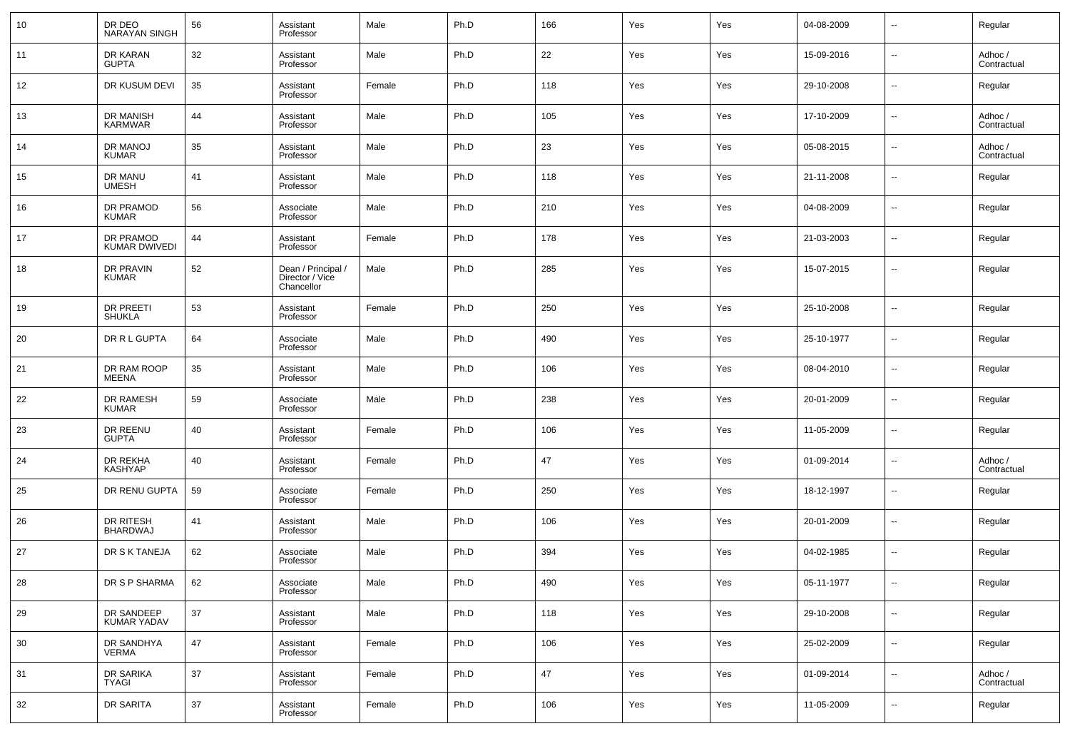| 10 | DR DEO NARAYAN SINGH | 56 | Assistant Professor | Male | Ph.D | 166 | Yes | Yes | 04-08-2009 | -- | Regular |
|---|---|---|---|---|---|---|---|---|---|---|---|
| 11 | DR KARAN GUPTA | 32 | Assistant Professor | Male | Ph.D | 22 | Yes | Yes | 15-09-2016 | -- | Adhoc / Contractual |
| 12 | DR KUSUM DEVI | 35 | Assistant Professor | Female | Ph.D | 118 | Yes | Yes | 29-10-2008 | -- | Regular |
| 13 | DR MANISH KARMWAR | 44 | Assistant Professor | Male | Ph.D | 105 | Yes | Yes | 17-10-2009 | -- | Adhoc / Contractual |
| 14 | DR MANOJ KUMAR | 35 | Assistant Professor | Male | Ph.D | 23 | Yes | Yes | 05-08-2015 | -- | Adhoc / Contractual |
| 15 | DR MANU UMESH | 41 | Assistant Professor | Male | Ph.D | 118 | Yes | Yes | 21-11-2008 | -- | Regular |
| 16 | DR PRAMOD KUMAR | 56 | Associate Professor | Male | Ph.D | 210 | Yes | Yes | 04-08-2009 | -- | Regular |
| 17 | DR PRAMOD KUMAR DWIVEDI | 44 | Assistant Professor | Female | Ph.D | 178 | Yes | Yes | 21-03-2003 | -- | Regular |
| 18 | DR PRAVIN KUMAR | 52 | Dean / Principal / Director / Vice Chancellor | Male | Ph.D | 285 | Yes | Yes | 15-07-2015 | -- | Regular |
| 19 | DR PREETI SHUKLA | 53 | Assistant Professor | Female | Ph.D | 250 | Yes | Yes | 25-10-2008 | -- | Regular |
| 20 | DR R L GUPTA | 64 | Associate Professor | Male | Ph.D | 490 | Yes | Yes | 25-10-1977 | -- | Regular |
| 21 | DR RAM ROOP MEENA | 35 | Assistant Professor | Male | Ph.D | 106 | Yes | Yes | 08-04-2010 | -- | Regular |
| 22 | DR RAMESH KUMAR | 59 | Associate Professor | Male | Ph.D | 238 | Yes | Yes | 20-01-2009 | -- | Regular |
| 23 | DR REENU GUPTA | 40 | Assistant Professor | Female | Ph.D | 106 | Yes | Yes | 11-05-2009 | -- | Regular |
| 24 | DR REKHA KASHYAP | 40 | Assistant Professor | Female | Ph.D | 47 | Yes | Yes | 01-09-2014 | -- | Adhoc / Contractual |
| 25 | DR RENU GUPTA | 59 | Associate Professor | Female | Ph.D | 250 | Yes | Yes | 18-12-1997 | -- | Regular |
| 26 | DR RITESH BHARDWAJ | 41 | Assistant Professor | Male | Ph.D | 106 | Yes | Yes | 20-01-2009 | -- | Regular |
| 27 | DR S K TANEJA | 62 | Associate Professor | Male | Ph.D | 394 | Yes | Yes | 04-02-1985 | -- | Regular |
| 28 | DR S P SHARMA | 62 | Associate Professor | Male | Ph.D | 490 | Yes | Yes | 05-11-1977 | -- | Regular |
| 29 | DR SANDEEP KUMAR YADAV | 37 | Assistant Professor | Male | Ph.D | 118 | Yes | Yes | 29-10-2008 | -- | Regular |
| 30 | DR SANDHYA VERMA | 47 | Assistant Professor | Female | Ph.D | 106 | Yes | Yes | 25-02-2009 | -- | Regular |
| 31 | DR SARIKA TYAGI | 37 | Assistant Professor | Female | Ph.D | 47 | Yes | Yes | 01-09-2014 | -- | Adhoc / Contractual |
| 32 | DR SARITA | 37 | Assistant Professor | Female | Ph.D | 106 | Yes | Yes | 11-05-2009 | -- | Regular |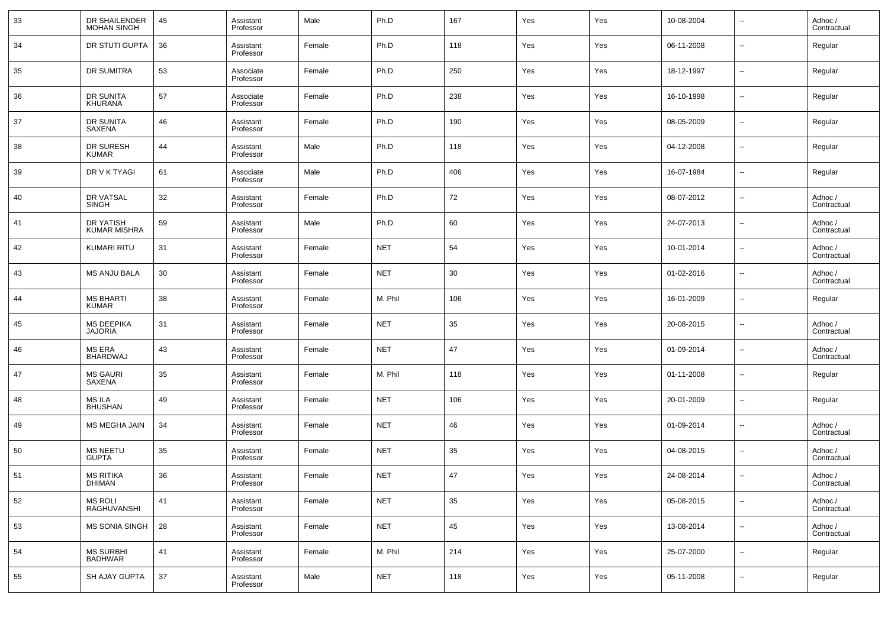| 33 | DR SHAILENDER MOHAN SINGH | 45 | Assistant Professor | Male | Ph.D | 167 | Yes | Yes | 10-08-2004 | -- | Adhoc / Contractual |
|---|---|---|---|---|---|---|---|---|---|---|---|
| 34 | DR STUTI GUPTA | 36 | Assistant Professor | Female | Ph.D | 118 | Yes | Yes | 06-11-2008 | -- | Regular |
| 35 | DR SUMITRA | 53 | Associate Professor | Female | Ph.D | 250 | Yes | Yes | 18-12-1997 | -- | Regular |
| 36 | DR SUNITA KHURANA | 57 | Associate Professor | Female | Ph.D | 238 | Yes | Yes | 16-10-1998 | -- | Regular |
| 37 | DR SUNITA SAXENA | 46 | Assistant Professor | Female | Ph.D | 190 | Yes | Yes | 08-05-2009 | -- | Regular |
| 38 | DR SURESH KUMAR | 44 | Assistant Professor | Male | Ph.D | 118 | Yes | Yes | 04-12-2008 | -- | Regular |
| 39 | DR V K TYAGI | 61 | Associate Professor | Male | Ph.D | 406 | Yes | Yes | 16-07-1984 | -- | Regular |
| 40 | DR VATSAL SINGH | 32 | Assistant Professor | Female | Ph.D | 72 | Yes | Yes | 08-07-2012 | -- | Adhoc / Contractual |
| 41 | DR YATISH KUMAR MISHRA | 59 | Assistant Professor | Male | Ph.D | 60 | Yes | Yes | 24-07-2013 | -- | Adhoc / Contractual |
| 42 | KUMARI RITU | 31 | Assistant Professor | Female | NET | 54 | Yes | Yes | 10-01-2014 | -- | Adhoc / Contractual |
| 43 | MS ANJU BALA | 30 | Assistant Professor | Female | NET | 30 | Yes | Yes | 01-02-2016 | -- | Adhoc / Contractual |
| 44 | MS BHARTI KUMAR | 38 | Assistant Professor | Female | M. Phil | 106 | Yes | Yes | 16-01-2009 | -- | Regular |
| 45 | MS DEEPIKA JAJORIA | 31 | Assistant Professor | Female | NET | 35 | Yes | Yes | 20-08-2015 | -- | Adhoc / Contractual |
| 46 | MS ERA BHARDWAJ | 43 | Assistant Professor | Female | NET | 47 | Yes | Yes | 01-09-2014 | -- | Adhoc / Contractual |
| 47 | MS GAURI SAXENA | 35 | Assistant Professor | Female | M. Phil | 118 | Yes | Yes | 01-11-2008 | -- | Regular |
| 48 | MS ILA BHUSHAN | 49 | Assistant Professor | Female | NET | 106 | Yes | Yes | 20-01-2009 | -- | Regular |
| 49 | MS MEGHA JAIN | 34 | Assistant Professor | Female | NET | 46 | Yes | Yes | 01-09-2014 | -- | Adhoc / Contractual |
| 50 | MS NEETU GUPTA | 35 | Assistant Professor | Female | NET | 35 | Yes | Yes | 04-08-2015 | -- | Adhoc / Contractual |
| 51 | MS RITIKA DHIMAN | 36 | Assistant Professor | Female | NET | 47 | Yes | Yes | 24-08-2014 | -- | Adhoc / Contractual |
| 52 | MS ROLI RAGHUVANSHI | 41 | Assistant Professor | Female | NET | 35 | Yes | Yes | 05-08-2015 | -- | Adhoc / Contractual |
| 53 | MS SONIA SINGH | 28 | Assistant Professor | Female | NET | 45 | Yes | Yes | 13-08-2014 | -- | Adhoc / Contractual |
| 54 | MS SURBHI BADHWAR | 41 | Assistant Professor | Female | M. Phil | 214 | Yes | Yes | 25-07-2000 | -- | Regular |
| 55 | SH AJAY GUPTA | 37 | Assistant Professor | Male | NET | 118 | Yes | Yes | 05-11-2008 | -- | Regular |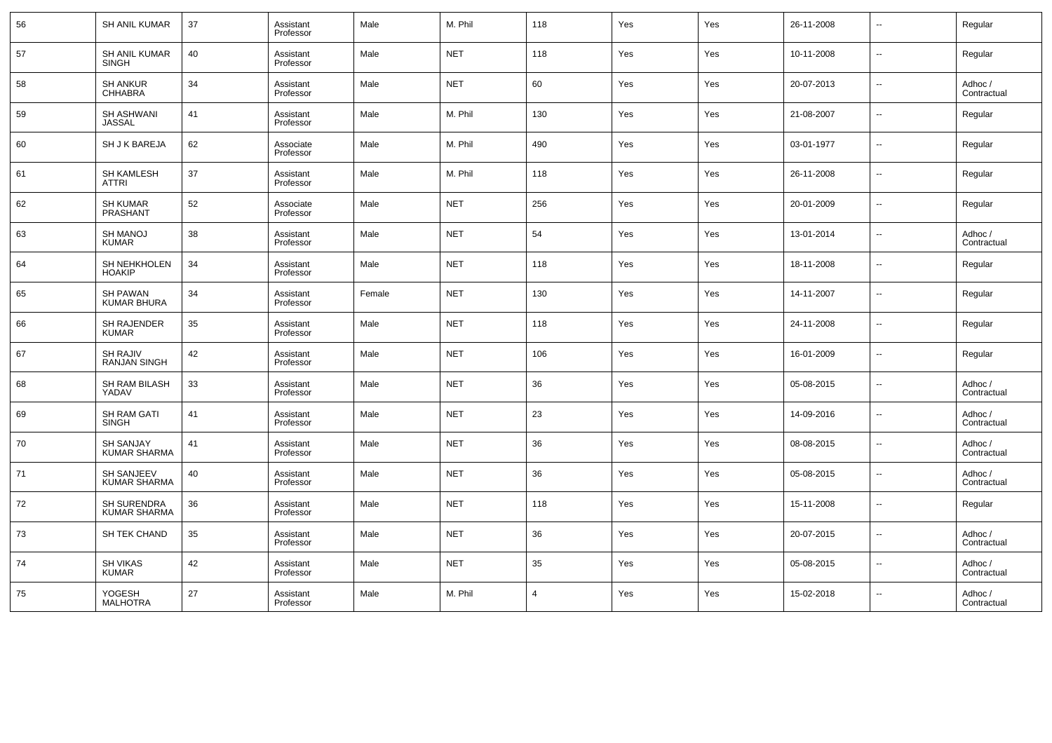| | | | | | | | | | | | |
|---|---|---|---|---|---|---|---|---|---|---|---|
| 56 | SH ANIL KUMAR | 37 | Assistant Professor | Male | M. Phil | 118 | Yes | Yes | 26-11-2008 | -- | Regular |
| 57 | SH ANIL KUMAR SINGH | 40 | Assistant Professor | Male | NET | 118 | Yes | Yes | 10-11-2008 | -- | Regular |
| 58 | SH ANKUR CHHABRA | 34 | Assistant Professor | Male | NET | 60 | Yes | Yes | 20-07-2013 | -- | Adhoc / Contractual |
| 59 | SH ASHWANI JASSAL | 41 | Assistant Professor | Male | M. Phil | 130 | Yes | Yes | 21-08-2007 | -- | Regular |
| 60 | SH J K BAREJA | 62 | Associate Professor | Male | M. Phil | 490 | Yes | Yes | 03-01-1977 | -- | Regular |
| 61 | SH KAMLESH ATTRI | 37 | Assistant Professor | Male | M. Phil | 118 | Yes | Yes | 26-11-2008 | -- | Regular |
| 62 | SH KUMAR PRASHANT | 52 | Associate Professor | Male | NET | 256 | Yes | Yes | 20-01-2009 | -- | Regular |
| 63 | SH MANOJ KUMAR | 38 | Assistant Professor | Male | NET | 54 | Yes | Yes | 13-01-2014 | -- | Adhoc / Contractual |
| 64 | SH NEHKHOLEN HOAKIP | 34 | Assistant Professor | Male | NET | 118 | Yes | Yes | 18-11-2008 | -- | Regular |
| 65 | SH PAWAN KUMAR BHURA | 34 | Assistant Professor | Female | NET | 130 | Yes | Yes | 14-11-2007 | -- | Regular |
| 66 | SH RAJENDER KUMAR | 35 | Assistant Professor | Male | NET | 118 | Yes | Yes | 24-11-2008 | -- | Regular |
| 67 | SH RAJIV RANJAN SINGH | 42 | Assistant Professor | Male | NET | 106 | Yes | Yes | 16-01-2009 | -- | Regular |
| 68 | SH RAM BILASH YADAV | 33 | Assistant Professor | Male | NET | 36 | Yes | Yes | 05-08-2015 | -- | Adhoc / Contractual |
| 69 | SH RAM GATI SINGH | 41 | Assistant Professor | Male | NET | 23 | Yes | Yes | 14-09-2016 | -- | Adhoc / Contractual |
| 70 | SH SANJAY KUMAR SHARMA | 41 | Assistant Professor | Male | NET | 36 | Yes | Yes | 08-08-2015 | -- | Adhoc / Contractual |
| 71 | SH SANJEEV KUMAR SHARMA | 40 | Assistant Professor | Male | NET | 36 | Yes | Yes | 05-08-2015 | -- | Adhoc / Contractual |
| 72 | SH SURENDRA KUMAR SHARMA | 36 | Assistant Professor | Male | NET | 118 | Yes | Yes | 15-11-2008 | -- | Regular |
| 73 | SH TEK CHAND | 35 | Assistant Professor | Male | NET | 36 | Yes | Yes | 20-07-2015 | -- | Adhoc / Contractual |
| 74 | SH VIKAS KUMAR | 42 | Assistant Professor | Male | NET | 35 | Yes | Yes | 05-08-2015 | -- | Adhoc / Contractual |
| 75 | YOGESH MALHOTRA | 27 | Assistant Professor | Male | M. Phil | 4 | Yes | Yes | 15-02-2018 | -- | Adhoc / Contractual |